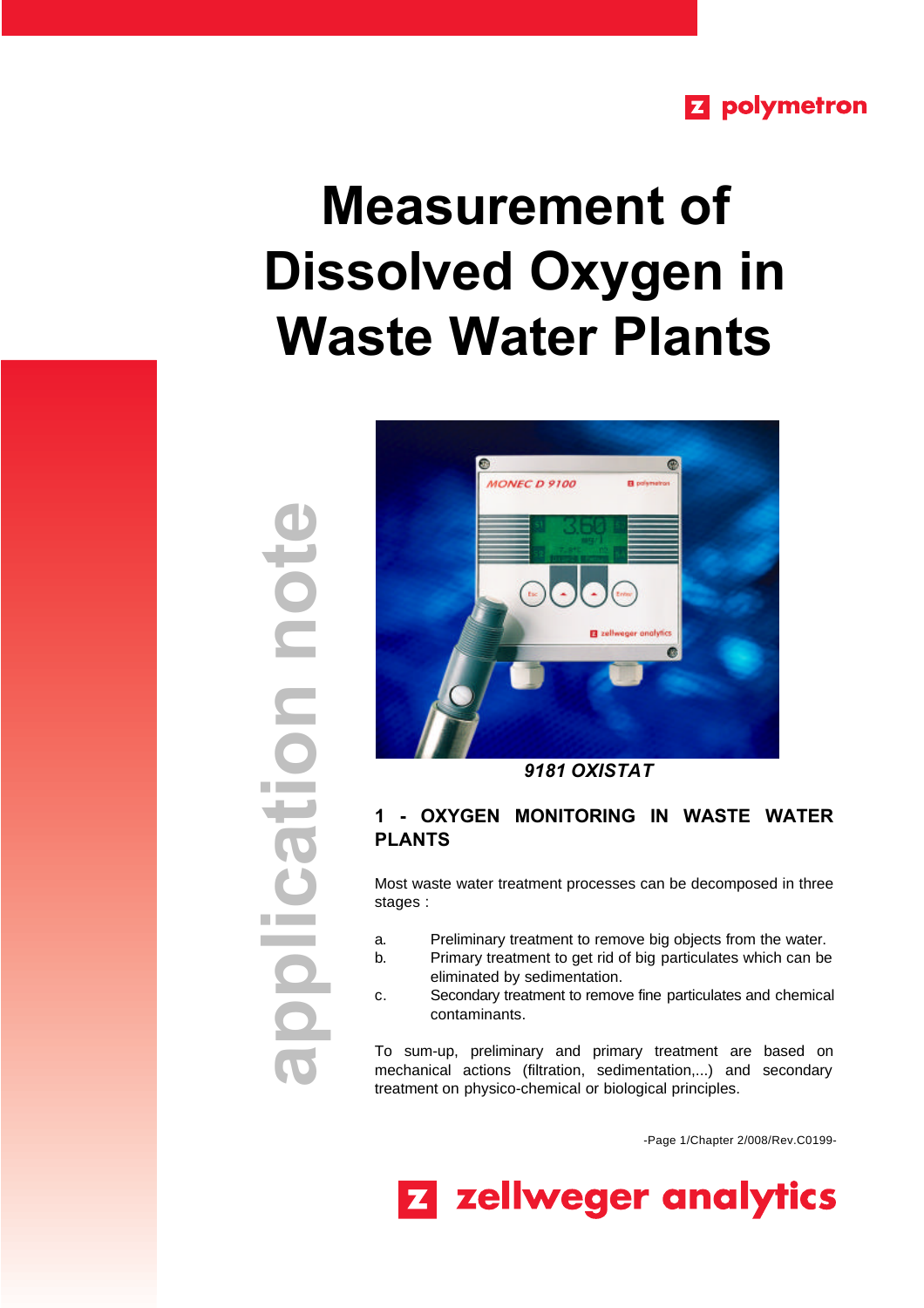polymetron

# Measurement of Dissolved Oxygen in Waste Water Plants

application note

*9181 OXISTAT*

## 1 - OXYGEN MONITORING IN WASTE WATER PLANTS

Most waste water treatment processes can be decomposed in three stages :

a. Preliminary treatment to remove big objects from the water.
b. Primary treatment to get rid of big particulates which can be eliminated by sedimentation.
c. Secondary treatment to remove fine particulates and chemical contaminants.

To sum-up, preliminary and primary treatment are based on mechanical actions (filtration, sedimentation,...) and secondary treatment on physico-chemical or biological principles.

-Page 1/Chapter 2/008/Rev.C0199-

zellweger analytics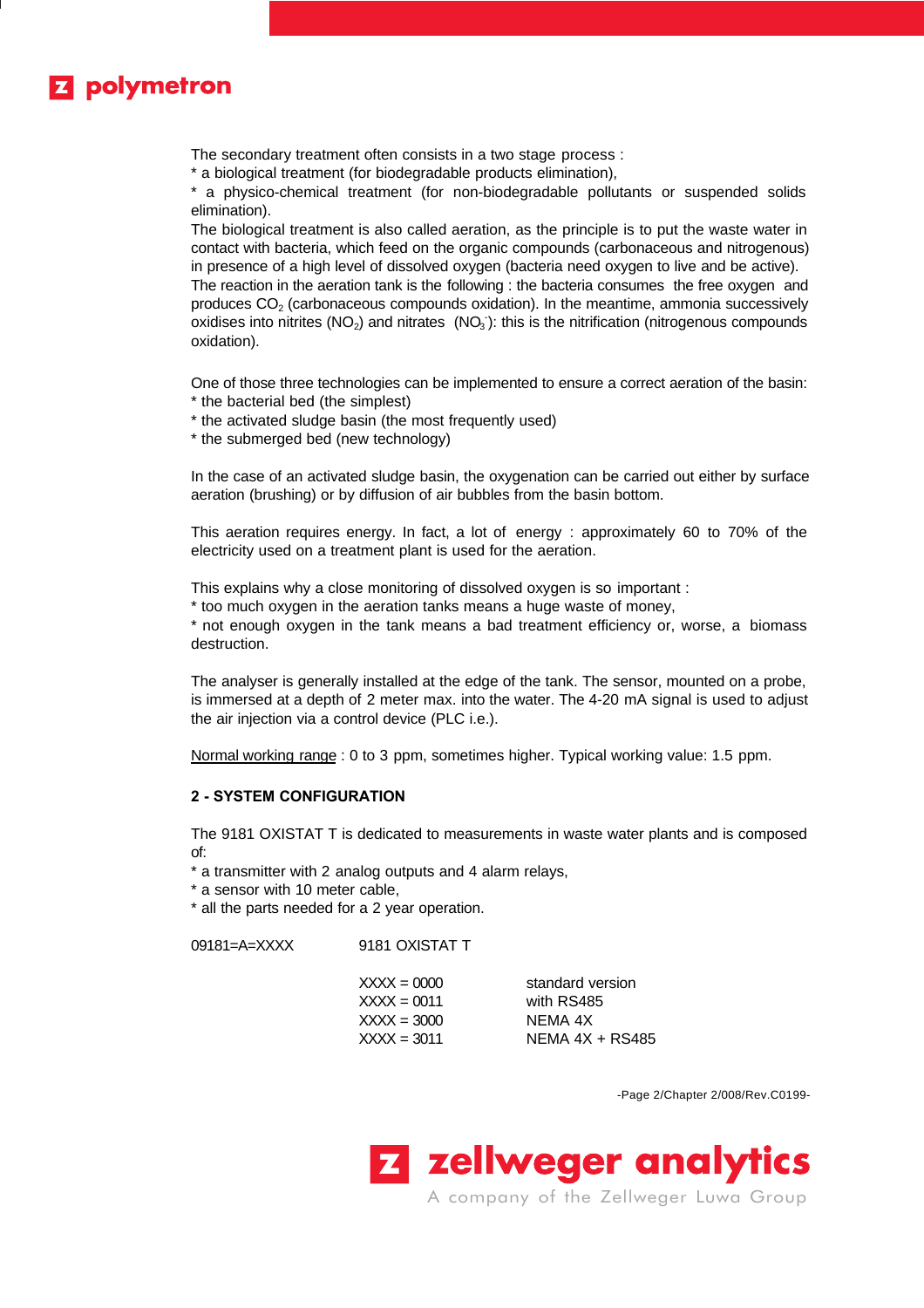The secondary treatment often consists in a two stage process :
* a biological treatment (for biodegradable products elimination),
* a physico-chemical treatment (for non-biodegradable pollutants or suspended solids elimination).
The biological treatment is also called aeration, as the principle is to put the waste water in contact with bacteria, which feed on the organic compounds (carbonaceous and nitrogenous) in presence of a high level of dissolved oxygen (bacteria need oxygen to live and be active).
The reaction in the aeration tank is the following : the bacteria consumes the free oxygen and produces $CO_2$ (carbonaceous compounds oxidation). In the meantime, ammonia successively oxidises into nitrites ($NO_2$) and nitrates ($NO_3^-$): this is the nitrification (nitrogenous compounds oxidation).

One of those three technologies can be implemented to ensure a correct aeration of the basin:
* the bacterial bed (the simplest)
* the activated sludge basin (the most frequently used)
* the submerged bed (new technology)

In the case of an activated sludge basin, the oxygenation can be carried out either by surface aeration (brushing) or by diffusion of air bubbles from the basin bottom.

This aeration requires energy. In fact, a lot of energy : approximately 60 to 70% of the electricity used on a treatment plant is used for the aeration.

This explains why a close monitoring of dissolved oxygen is so important :
* too much oxygen in the aeration tanks means a huge waste of money,
* not enough oxygen in the tank means a bad treatment efficiency or, worse, a biomass destruction.

The analyser is generally installed at the edge of the tank. The sensor, mounted on a probe, is immersed at a depth of 2 meter max. into the water. The 4-20 mA signal is used to adjust the air injection via a control device (PLC i.e.).

<u>Normal working range</u> : 0 to 3 ppm, sometimes higher. Typical working value: 1.5 ppm.

## 2 - SYSTEM CONFIGURATION

The 9181 OXISTAT T is dedicated to measurements in waste water plants and is composed of:
* a transmitter with 2 analog outputs and 4 alarm relays,
* a sensor with 10 meter cable,
* all the parts needed for a 2 year operation.

| 09181=A=XXXX | 9181 OXISTAT T | |
|---|---|---|
| | XXXX = 0000 | standard version |
| | XXXX = 0011 | with RS485 |
| | XXXX = 3000 | NEMA 4X |
| | XXXX = 3011 | NEMA 4X + RS485 |

-Page 2/Chapter 2/008/Rev.C0199-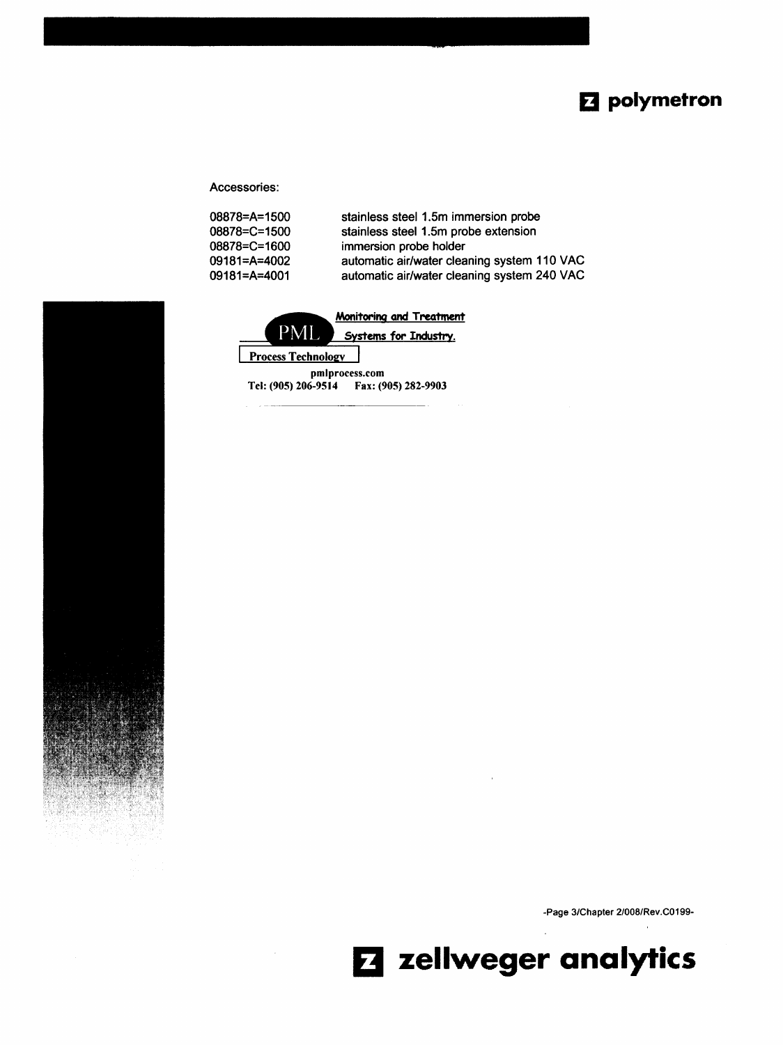Accessories:

| | |
|---|---|
| 08878=A=1500 | stainless steel 1.5m immersion probe |
| 08878=C=1500 | stainless steel 1.5m probe extension |
| 08878=C=1600 | immersion probe holder |
| 09181=A=4002 | automatic air/water cleaning system 110 VAC |
| 09181=A=4001 | automatic air/water cleaning system 240 VAC |

PML

Monitoring and Treatment Systems for Industry.

Process Technology

pmlprocess.com

Tel: (905) 206-9514 Fax: (905) 282-9903